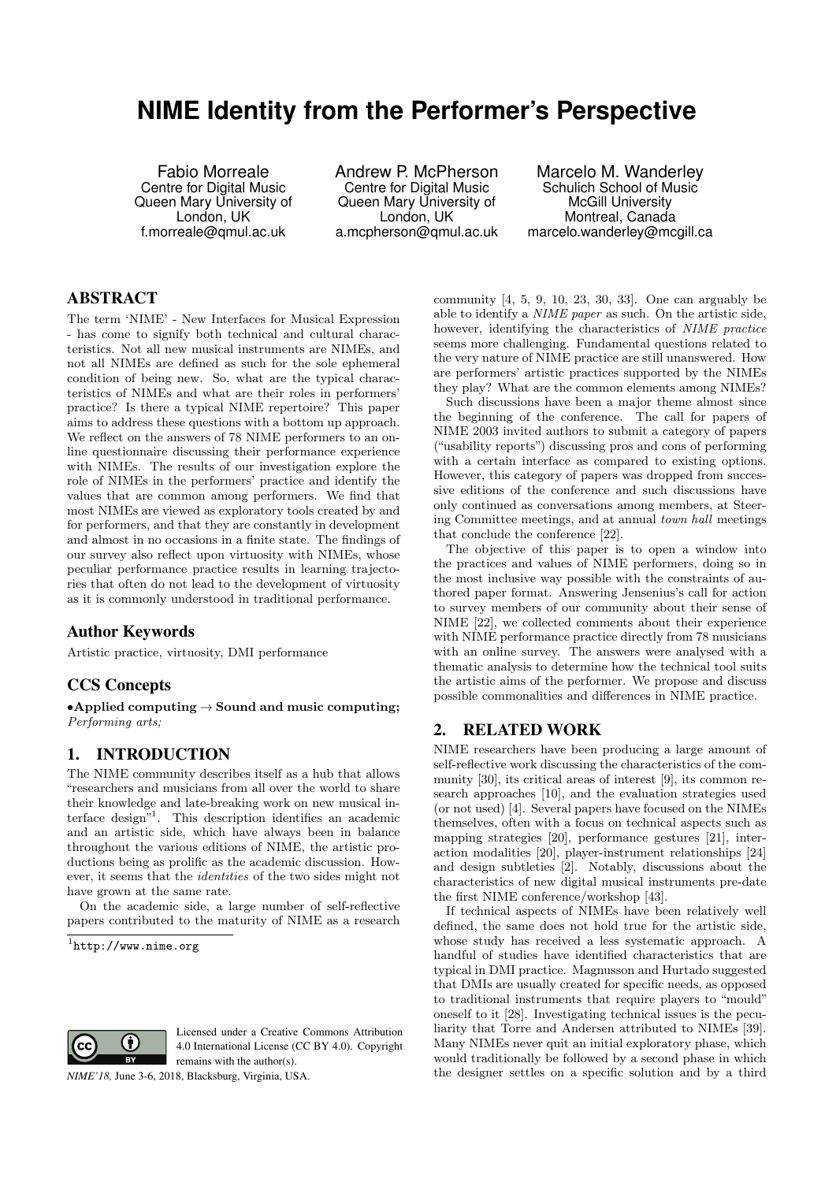# NIME Identity from the Performer's Perspective

Fabio Morreale
Centre for Digital Music
Queen Mary University of London, UK
f.morreale@qmul.ac.uk

Andrew P. McPherson
Centre for Digital Music
Queen Mary University of London, UK
a.mcpherson@qmul.ac.uk

Marcelo M. Wanderley
Schulich School of Music
McGill University
Montreal, Canada
marcelo.wanderley@mcgill.ca

## ABSTRACT

The term 'NIME' - New Interfaces for Musical Expression - has come to signify both technical and cultural characteristics. Not all new musical instruments are NIMEs, and not all NIMEs are defined as such for the sole ephemeral condition of being new. So, what are the typical characteristics of NIMEs and what are their roles in performers' practice? Is there a typical NIME repertoire? This paper aims to address these questions with a bottom up approach. We reflect on the answers of 78 NIME performers to an online questionnaire discussing their performance experience with NIMEs. The results of our investigation explore the role of NIMEs in the performers' practice and identify the values that are common among performers. We find that most NIMEs are viewed as exploratory tools created by and for performers, and that they are constantly in development and almost in no occasions in a finite state. The findings of our survey also reflect upon virtuosity with NIMEs, whose peculiar performance practice results in learning trajectories that often do not lead to the development of virtuosity as it is commonly understood in traditional performance.

## Author Keywords

Artistic practice, virtuosity, DMI performance

## CCS Concepts

•**Applied computing → Sound and music computing;** *Performing arts;*

## 1. INTRODUCTION

The NIME community describes itself as a hub that allows "researchers and musicians from all over the world to share their knowledge and late-breaking work on new musical interface design"[1]. This description identifies an academic and an artistic side, which have always been in balance throughout the various editions of NIME, the artistic productions being as prolific as the academic discussion. However, it seems that the *identities* of the two sides might not have grown at the same rate.

On the academic side, a large number of self-reflective papers contributed to the maturity of NIME as a research community [4, 5, 9, 10, 23, 30, 33]. One can arguably be able to identify a *NIME paper* as such. On the artistic side, however, identifying the characteristics of *NIME practice* seems more challenging. Fundamental questions related to the very nature of NIME practice are still unanswered. How are performers' artistic practices supported by the NIMEs they play? What are the common elements among NIMEs?

Such discussions have been a major theme almost since the beginning of the conference. The call for papers of NIME 2003 invited authors to submit a category of papers ("usability reports") discussing pros and cons of performing with a certain interface as compared to existing options. However, this category of papers was dropped from successive editions of the conference and such discussions have only continued as conversations among members, at Steering Committee meetings, and at annual *town hall* meetings that conclude the conference [22].

The objective of this paper is to open a window into the practices and values of NIME performers, doing so in the most inclusive way possible with the constraints of authored paper format. Answering Jensenius's call for action to survey members of our community about their sense of NIME [22], we collected comments about their experience with NIME performance practice directly from 78 musicians with an online survey. The answers were analysed with a thematic analysis to determine how the technical tool suits the artistic aims of the performer. We propose and discuss possible commonalities and differences in NIME practice.

## 2. RELATED WORK

NIME researchers have been producing a large amount of self-reflective work discussing the characteristics of the community [30], its critical areas of interest [9], its common research approaches [10], and the evaluation strategies used (or not used) [4]. Several papers have focused on the NIMEs themselves, often with a focus on technical aspects such as mapping strategies [20], performance gestures [21], interaction modalities [20], player-instrument relationships [24] and design subtleties [2]. Notably, discussions about the characteristics of new digital musical instruments pre-date the first NIME conference/workshop [43].

If technical aspects of NIMEs have been relatively well defined, the same does not hold true for the artistic side, whose study has received a less systematic approach. A handful of studies have identified characteristics that are typical in DMI practice. Magnusson and Hurtado suggested that DMIs are usually created for specific needs, as opposed to traditional instruments that require players to "mould" oneself to it [28]. Investigating technical issues is the peculiarity that Torre and Andersen attributed to NIMEs [39]. Many NIMEs never quit an initial exploratory phase, which would traditionally be followed by a second phase in which the designer settles on a specific solution and by a third

[1] http://www.nime.org

Licensed under a Creative Commons Attribution 4.0 International License (CC BY 4.0). Copyright remains with the author(s).

*NIME'18,* June 3-6, 2018, Blacksburg, Virginia, USA.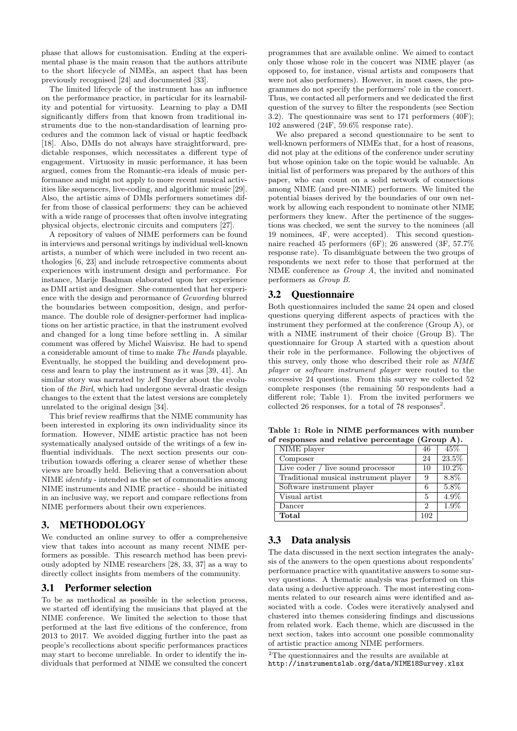phase that allows for customisation. Ending at the experimental phase is the main reason that the authors attribute to the short lifecycle of NIMEs, an aspect that has been previously recognised [24] and documented [33].

The limited lifecycle of the instrument has an influence on the performance practice, in particular for its learnability and potential for virtuosity. Learning to play a DMI significantly differs from that known from traditional instruments due to the non-standardisation of learning procedures and the common lack of visual or haptic feedback [18]. Also, DMIs do not always have straightforward, predictable responses, which necessitates a different type of engagement. Virtuosity in music performance, it has been argued, comes from the Romantic-era ideals of music performance and might not apply to more recent musical activities like sequencers, live-coding, and algorithmic music [29]. Also, the artistic aims of DMIs performers sometimes differ from those of classical performers: they can be achieved with a wide range of processes that often involve integrating physical objects, electronic circuits and computers [27].

A repository of values of NIME performers can be found in interviews and personal writings by individual well-known artists, a number of which were included in two recent anthologies [6, 23] and include retrospective comments about experiences with instrument design and performance. For instance, Marije Baalman elaborated upon her experience as DMI artist and designer. She commented that her experience with the design and perormance of *Gewording* blurred the boundaries between composition, design, and performance. The double role of designer-performer had implications on her artistic practice, in that the instrument evolved and changed for a long time before settling in. A similar comment was offered by Michel Waisvisz. He had to spend a considerable amount of time to make *The Hands* playable. Eventually, he stopped the building and development process and learn to play the instrument as it was [39, 41]. An similar story was narrated by Jeff Snyder about the evolution of *the Birl*, which had undergone several drastic design changes to the extent that the latest versions are completely unrelated to the original design [34].

This brief review reaffirms that the NIME community has been interested in exploring its own individuality since its formation. However, NIME artistic practice has not been systematically analysed outside of the writings of a few influential individuals. The next section presents our contribution towards offering a clearer sense of whether these views are broadly held. Believing that a conversation about NIME *identity* - intended as the set of commonalities among NIME instruments and NIME practice - should be initiated in an inclusive way, we report and compare reflections from NIME performers about their own experiences.

## 3. METHODOLOGY

We conducted an online survey to offer a comprehensive view that takes into account as many recent NIME performers as possible. This research method has been previously adopted by NIME researchers [28, 33, 37] as a way to directly collect insights from members of the community.

### 3.1 Performer selection

To be as methodical as possible in the selection process, we started off identifying the musicians that played at the NIME conference. We limited the selection to those that performed at the last five editions of the conference, from 2013 to 2017. We avoided digging further into the past as people's recollections about specific performances practices may start to become unreliable. In order to identify the individuals that performed at NIME we consulted the concert programmes that are available online. We aimed to contact only those whose role in the concert was NIME player (as opposed to, for instance, visual artists and composers that were not also performers). However, in most cases, the programmes do not specify the performers' role in the concert. Thus, we contacted all performers and we dedicated the first question of the survey to filter the respondents (see Section 3.2). The questionnaire was sent to 171 performers (40F); 102 answered (24F, 59.6% response rate).

We also prepared a second questionnaire to be sent to well-known performers of NIMEs that, for a host of reasons, did not play at the editions of the conference under scrutiny but whose opinion take on the topic would be valuable. An initial list of performers was prepared by the authors of this paper, who can count on a solid network of connections among NIME (and pre-NIME) performers. We limited the potential biases derived by the boundaries of our own network by allowing each respondent to nominate other NIME performers they knew. After the pertinence of the suggestions was checked, we sent the survey to the nominees (all 19 nominees, 4F, were accepted). This second questionnaire reached 45 performers (6F); 26 answered (3F, 57.7% response rate). To disambiguate between the two groups of respondents we next refer to those that performed at the NIME conference as *Group A*, the invited and nominated performers as *Group B*.

### 3.2 Questionnaire

Both questionnaires included the same 24 open and closed questions querying different aspects of practices with the instrument they performed at the conference (Group A), or with a NIME instrument of their choice (Group B). The questionnaire for Group A started with a question about their role in the performance. Following the objectives of this survey, only those who described their role as *NIME player* or *software instrument player* were routed to the successive 24 questions. From this survey we collected 52 complete responses (the remaining 50 respondents had a different role; Table 1). From the invited performers we collected 26 responses, for a total of 78 responses[2].

**Table 1: Role in NIME performances with number of responses and relative percentage (Group A).**

| | | |
|---|---|---|
| NIME player | 46 | 45% |
| Composer | 24 | 23.5% |
| Live coder / live sound processor | 10 | 10.2% |
| Traditional musical instrument player | 9 | 8.8% |
| Software instrument player | 6 | 5.8% |
| Visual artist | 5 | 4.9% |
| Dancer | 2 | 1.9% |
| **Total** | 102 | |

### 3.3 Data analysis

The data discussed in the next section integrates the analysis of the answers to the open questions about respondents' performance practice with quantitative answers to some survey questions. A thematic analysis was performed on this data using a deductive approach. The most interesting comments related to our research aims were identified and associated with a code. Codes were iteratively analysed and clustered into themes considering findings and discussions from related work. Each theme, which are discussed in the next section, takes into account one possible commonality of artistic practice among NIME performers.

[2]The questionnaires and the results are available at http://instrumentslab.org/data/NIME18Survey.xlsx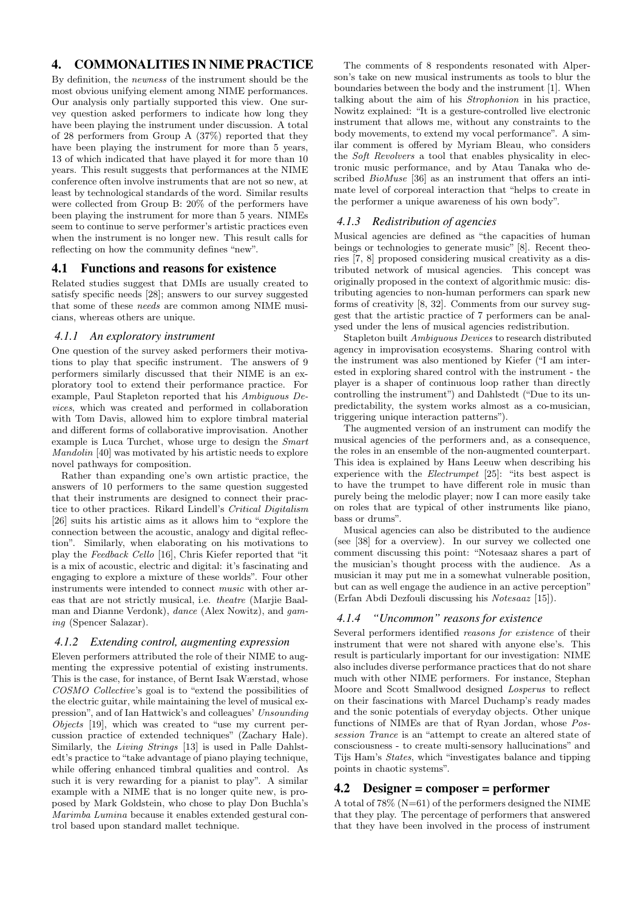## 4. COMMONALITIES IN NIME PRACTICE

By definition, the *newness* of the instrument should be the most obvious unifying element among NIME performances. Our analysis only partially supported this view. One survey question asked performers to indicate how long they have been playing the instrument under discussion. A total of 28 performers from Group A (37%) reported that they have been playing the instrument for more than 5 years, 13 of which indicated that have played it for more than 10 years. This result suggests that performances at the NIME conference often involve instruments that are not so new, at least by technological standards of the word. Similar results were collected from Group B: 20% of the performers have been playing the instrument for more than 5 years. NIMEs seem to continue to serve performer's artistic practices even when the instrument is no longer new. This result calls for reflecting on how the community defines "new".

### 4.1 Functions and reasons for existence

Related studies suggest that DMIs are usually created to satisfy specific needs [28]; answers to our survey suggested that some of these *needs* are common among NIME musicians, whereas others are unique.

#### *4.1.1 An exploratory instrument*

One question of the survey asked performers their motivations to play that specific instrument. The answers of 9 performers similarly discussed that their NIME is an exploratory tool to extend their performance practice. For example, Paul Stapleton reported that his *Ambiguous Devices*, which was created and performed in collaboration with Tom Davis, allowed him to explore timbral material and different forms of collaborative improvisation. Another example is Luca Turchet, whose urge to design the *Smart Mandolin* [40] was motivated by his artistic needs to explore novel pathways for composition.

Rather than expanding one's own artistic practice, the answers of 10 performers to the same question suggested that their instruments are designed to connect their practice to other practices. Rikard Lindell's *Critical Digitalism* [26] suits his artistic aims as it allows him to "explore the connection between the acoustic, analogy and digital reflection". Similarly, when elaborating on his motivations to play the *Feedback Cello* [16], Chris Kiefer reported that "it is a mix of acoustic, electric and digital: it's fascinating and engaging to explore a mixture of these worlds". Four other instruments were intended to connect *music* with other areas that are not strictly musical, i.e. *theatre* (Marjie Baalman and Dianne Verdonk), *dance* (Alex Nowitz), and *gaming* (Spencer Salazar).

#### *4.1.2 Extending control, augmenting expression*

Eleven performers attributed the role of their NIME to augmenting the expressive potential of existing instruments. This is the case, for instance, of Bernt Isak Wærstad, whose *COSMO Collective*'s goal is to "extend the possibilities of the electric guitar, while maintaining the level of musical expression", and of Ian Hattwick's and colleagues' *Unsounding Objects* [19], which was created to "use my current percussion practice of extended techniques" (Zachary Hale). Similarly, the *Living Strings* [13] is used in Palle Dahlstedt's practice to "take advantage of piano playing technique, while offering enhanced timbral qualities and control. As such it is very rewarding for a pianist to play". A similar example with a NIME that is no longer quite new, is proposed by Mark Goldstein, who chose to play Don Buchla's *Marimba Lumina* because it enables extended gestural control based upon standard mallet technique.

The comments of 8 respondents resonated with Alperson's take on new musical instruments as tools to blur the boundaries between the body and the instrument [1]. When talking about the aim of his *Strophonion* in his practice, Nowitz explained: "It is a gesture-controlled live electronic instrument that allows me, without any constraints to the body movements, to extend my vocal performance". A similar comment is offered by Myriam Bleau, who considers the *Soft Revolvers* a tool that enables physicality in electronic music performance, and by Atau Tanaka who described *BioMuse* [36] as an instrument that offers an intimate level of corporeal interaction that "helps to create in the performer a unique awareness of his own body".

#### *4.1.3 Redistribution of agencies*

Musical agencies are defined as "the capacities of human beings or technologies to generate music" [8]. Recent theories [7, 8] proposed considering musical creativity as a distributed network of musical agencies. This concept was originally proposed in the context of algorithmic music: distributing agencies to non-human performers can spark new forms of creativity [8, 32]. Comments from our survey suggest that the artistic practice of 7 performers can be analysed under the lens of musical agencies redistribution.

Stapleton built *Ambiguous Devices* to research distributed agency in improvisation ecosystems. Sharing control with the instrument was also mentioned by Kiefer ("I am interested in exploring shared control with the instrument - the player is a shaper of continuous loop rather than directly controlling the instrument") and Dahlstedt ("Due to its unpredictability, the system works almost as a co-musician, triggering unique interaction patterns").

The augmented version of an instrument can modify the musical agencies of the performers and, as a consequence, the roles in an ensemble of the non-augmented counterpart. This idea is explained by Hans Leeuw when describing his experience with the *Electrumpet* [25]: "its best aspect is to have the trumpet to have different role in music than purely being the melodic player; now I can more easily take on roles that are typical of other instruments like piano, bass or drums".

Musical agencies can also be distributed to the audience (see [38] for a overview). In our survey we collected one comment discussing this point: "Notesaaz shares a part of the musician's thought process with the audience. As a musician it may put me in a somewhat vulnerable position, but can as well engage the audience in an active perception" (Erfan Abdi Dezfouli discussing his *Notesaaz* [15]).

#### *4.1.4 "Uncommon" reasons for existence*

Several performers identified *reasons for existence* of their instrument that were not shared with anyone else's. This result is particularly important for our investigation: NIME also includes diverse performance practices that do not share much with other NIME performers. For instance, Stephan Moore and Scott Smallwood designed *Losperus* to reflect on their fascinations with Marcel Duchamp's ready mades and the sonic potentials of everyday objects. Other unique functions of NIMEs are that of Ryan Jordan, whose *Possession Trance* is an "attempt to create an altered state of consciousness - to create multi-sensory hallucinations" and Tijs Ham's *States*, which "investigates balance and tipping points in chaotic systems".

### 4.2 Designer = composer = performer

A total of 78% (N=61) of the performers designed the NIME that they play. The percentage of performers that answered that they have been involved in the process of instrument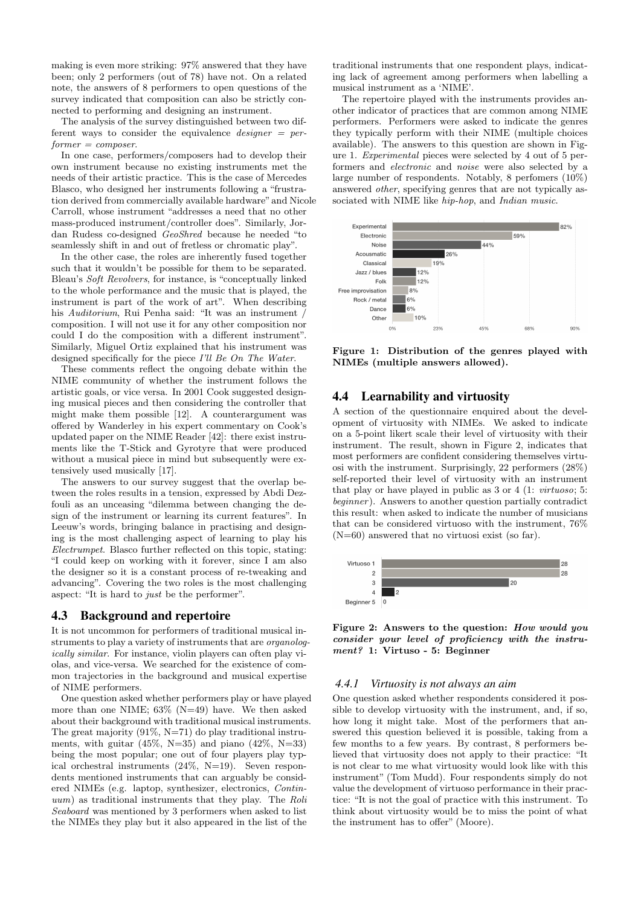making is even more striking: 97% answered that they have been; only 2 performers (out of 78) have not. On a related note, the answers of 8 performers to open questions of the survey indicated that composition can also be strictly connected to performing and designing an instrument.

The analysis of the survey distinguished between two different ways to consider the equivalence *designer = performer = composer*.

In one case, performers/composers had to develop their own instrument because no existing instruments met the needs of their artistic practice. This is the case of Mercedes Blasco, who designed her instruments following a "frustration derived from commercially available hardware" and Nicole Carroll, whose instrument "addresses a need that no other mass-produced instrument/controller does". Similarly, Jordan Rudess co-designed *GeoShred* because he needed "to seamlessly shift in and out of fretless or chromatic play".

In the other case, the roles are inherently fused together such that it wouldn't be possible for them to be separated. Bleau's *Soft Revolvers*, for instance, is "conceptually linked to the whole performance and the music that is played, the instrument is part of the work of art". When describing his *Auditorium*, Rui Penha said: "It was an instrument / composition. I will not use it for any other composition nor could I do the composition with a different instrument". Similarly, Miguel Ortiz explained that his instrument was designed specifically for the piece *I'll Be On The Water*.

These comments reflect the ongoing debate within the NIME community of whether the instrument follows the artistic goals, or vice versa. In 2001 Cook suggested designing musical pieces and then considering the controller that might make them possible [12]. A counterargument was offered by Wanderley in his expert commentary on Cook's updated paper on the NIME Reader [42]: there exist instruments like the T-Stick and Gyrotyre that were produced without a musical piece in mind but subsequently were extensively used musically [17].

The answers to our survey suggest that the overlap between the roles results in a tension, expressed by Abdi Dezfouli as an unceasing "dilemma between changing the design of the instrument or learning its current features". In Leeuw's words, bringing balance in practising and designing is the most challenging aspect of learning to play his *Electrumpet*. Blasco further reflected on this topic, stating: "I could keep on working with it forever, since I am also the designer so it is a constant process of re-tweaking and advancing". Covering the two roles is the most challenging aspect: "It is hard to *just* be the performer".

## 4.3 Background and repertoire

It is not uncommon for performers of traditional musical instruments to play a variety of instruments that are *organologically similar*. For instance, violin players can often play violas, and vice-versa. We searched for the existence of common trajectories in the background and musical expertise of NIME performers.

One question asked whether performers play or have played more than one NIME; 63% (N=49) have. We then asked about their background with traditional musical instruments. The great majority (91%, N=71) do play traditional instruments, with guitar (45%, N=35) and piano (42%, N=33) being the most popular; one out of four players play typical orchestral instruments (24%, N=19). Seven respondents mentioned instruments that can arguably be considered NIMEs (e.g. laptop, synthesizer, electronics, *Continuum*) as traditional instruments that they play. The *Roli Seaboard* was mentioned by 3 performers when asked to list the NIMEs they play but it also appeared in the list of the traditional instruments that one respondent plays, indicating lack of agreement among performers when labelling a musical instrument as a 'NIME'.

The repertoire played with the instruments provides another indicator of practices that are common among NIME performers. Performers were asked to indicate the genres they typically perform with their NIME (multiple choices available). The answers to this question are shown in Figure 1. *Experimental* pieces were selected by 4 out of 5 performers and *electronic* and *noise* were also selected by a large number of respondents. Notably, 8 perfomers (10%) answered *other*, specifying genres that are not typically associated with NIME like *hip-hop*, and *Indian music*.

| Genre | % |
|---|---|
| Experimental | 82% |
| Electronic | 59% |
| Noise | 44% |
| Acousmatic | 26% |
| Classical | 19% |
| Jazz / blues | 12% |
| Folk | 12% |
| Free improvisation | 8% |
| Rock / metal | 6% |
| Dance | 6% |
| Other | 10% |

**Figure 1: Distribution of the genres played with NIMEs (multiple answers allowed).**

## 4.4 Learnability and virtuosity

A section of the questionnaire enquired about the development of virtuosity with NIMEs. We asked to indicate on a 5-point likert scale their level of virtuosity with their instrument. The result, shown in Figure 2, indicates that most performers are confident considering themselves virtuosi with the instrument. Surprisingly, 22 performers (28%) self-reported their level of virtuosity with an instrument that play or have played in public as 3 or 4 (1: *virtuoso*; 5: *beginner*). Answers to another question partially contradict this result: when asked to indicate the number of musicians that can be considered virtuoso with the instrument, 76% (N=60) answered that no virtuosi exist (so far).

| Level | Count |
|---|---|
| Virtuoso 1 | 28 |
| 2 | 28 |
| 3 | 20 |
| 4 | 2 |
| Beginner 5 | 0 |

**Figure 2: Answers to the question: *How would you consider your level of proficiency with the instrument?* 1: Virtuso - 5: Beginner**

### 4.4.1 Virtuosity is not always an aim

One question asked whether respondents considered it possible to develop virtuosity with the instrument, and, if so, how long it might take. Most of the performers that answered this question believed it is possible, taking from a few months to a few years. By contrast, 8 performers believed that virtuosity does not apply to their practice: "It is not clear to me what virtuosity would look like with this instrument" (Tom Mudd). Four respondents simply do not value the development of virtuoso performance in their practice: "It is not the goal of practice with this instrument. To think about virtuosity would be to miss the point of what the instrument has to offer" (Moore).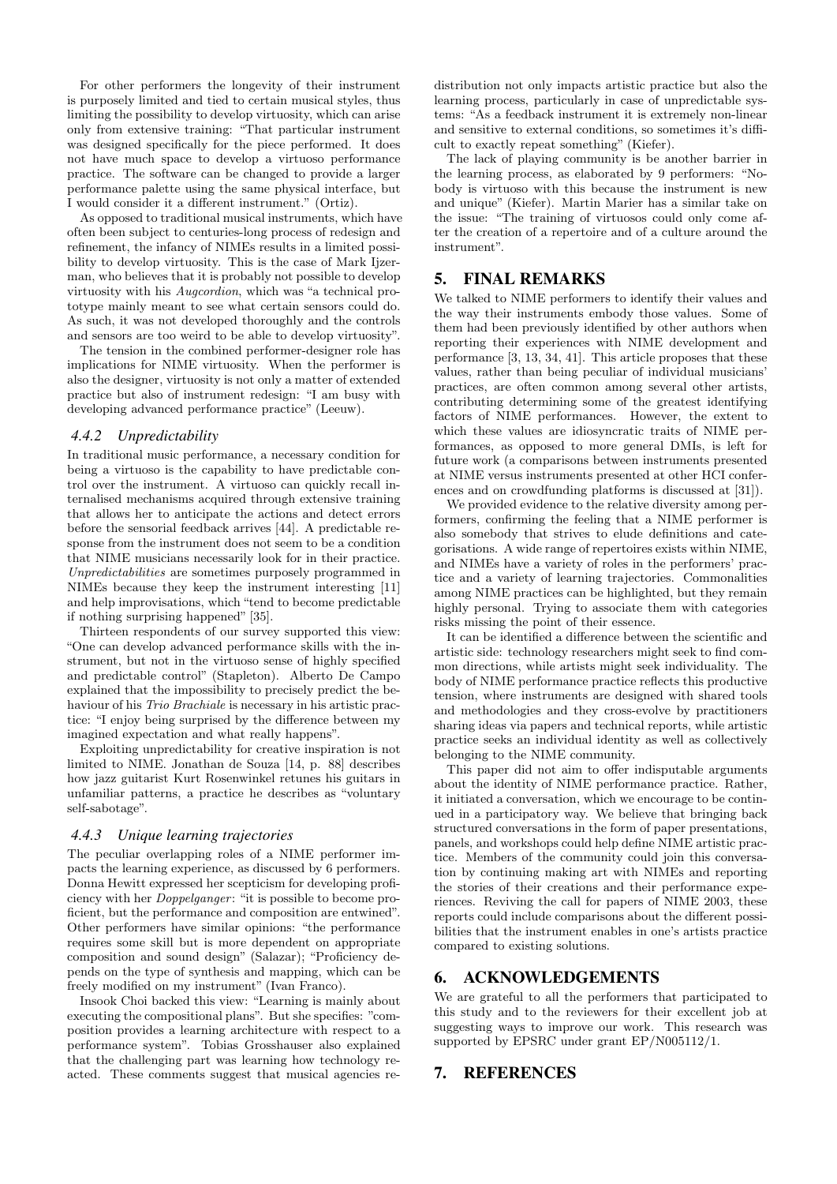For other performers the longevity of their instrument is purposely limited and tied to certain musical styles, thus limiting the possibility to develop virtuosity, which can arise only from extensive training: "That particular instrument was designed specifically for the piece performed. It does not have much space to develop a virtuoso performance practice. The software can be changed to provide a larger performance palette using the same physical interface, but I would consider it a different instrument." (Ortiz).

As opposed to traditional musical instruments, which have often been subject to centuries-long process of redesign and refinement, the infancy of NIMEs results in a limited possibility to develop virtuosity. This is the case of Mark Ijzerman, who believes that it is probably not possible to develop virtuosity with his *Augcordion*, which was "a technical prototype mainly meant to see what certain sensors could do. As such, it was not developed thoroughly and the controls and sensors are too weird to be able to develop virtuosity".

The tension in the combined performer-designer role has implications for NIME virtuosity. When the performer is also the designer, virtuosity is not only a matter of extended practice but also of instrument redesign: "I am busy with developing advanced performance practice" (Leeuw).

### 4.4.2 Unpredictability

In traditional music performance, a necessary condition for being a virtuoso is the capability to have predictable control over the instrument. A virtuoso can quickly recall internalised mechanisms acquired through extensive training that allows her to anticipate the actions and detect errors before the sensorial feedback arrives [44]. A predictable response from the instrument does not seem to be a condition that NIME musicians necessarily look for in their practice. *Unpredictabilities* are sometimes purposely programmed in NIMEs because they keep the instrument interesting [11] and help improvisations, which "tend to become predictable if nothing surprising happened" [35].

Thirteen respondents of our survey supported this view: "One can develop advanced performance skills with the instrument, but not in the virtuoso sense of highly specified and predictable control" (Stapleton). Alberto De Campo explained that the impossibility to precisely predict the behaviour of his *Trio Brachiale* is necessary in his artistic practice: "I enjoy being surprised by the difference between my imagined expectation and what really happens".

Exploiting unpredictability for creative inspiration is not limited to NIME. Jonathan de Souza [14, p. 88] describes how jazz guitarist Kurt Rosenwinkel retunes his guitars in unfamiliar patterns, a practice he describes as "voluntary self-sabotage".

### 4.4.3 Unique learning trajectories

The peculiar overlapping roles of a NIME performer impacts the learning experience, as discussed by 6 performers. Donna Hewitt expressed her scepticism for developing proficiency with her *Doppelganger*: "it is possible to become proficient, but the performance and composition are entwined". Other performers have similar opinions: "the performance requires some skill but is more dependent on appropriate composition and sound design" (Salazar); "Proficiency depends on the type of synthesis and mapping, which can be freely modified on my instrument" (Ivan Franco).

Insook Choi backed this view: "Learning is mainly about executing the compositional plans". But she specifies: "composition provides a learning architecture with respect to a performance system". Tobias Grosshauser also explained that the challenging part was learning how technology reacted. These comments suggest that musical agencies redistribution not only impacts artistic practice but also the learning process, particularly in case of unpredictable systems: "As a feedback instrument it is extremely non-linear and sensitive to external conditions, so sometimes it's difficult to exactly repeat something" (Kiefer).

The lack of playing community is be another barrier in the learning process, as elaborated by 9 performers: "Nobody is virtuoso with this because the instrument is new and unique" (Kiefer). Martin Marier has a similar take on the issue: "The training of virtuosos could only come after the creation of a repertoire and of a culture around the instrument".

## 5. FINAL REMARKS

We talked to NIME performers to identify their values and the way their instruments embody those values. Some of them had been previously identified by other authors when reporting their experiences with NIME development and performance [3, 13, 34, 41]. This article proposes that these values, rather than being peculiar of individual musicians' practices, are often common among several other artists, contributing determining some of the greatest identifying factors of NIME performances. However, the extent to which these values are idiosyncratic traits of NIME performances, as opposed to more general DMIs, is left for future work (a comparisons between instruments presented at NIME versus instruments presented at other HCI conferences and on crowdfunding platforms is discussed at [31]).

We provided evidence to the relative diversity among performers, confirming the feeling that a NIME performer is also somebody that strives to elude definitions and categorisations. A wide range of repertoires exists within NIME, and NIMEs have a variety of roles in the performers' practice and a variety of learning trajectories. Commonalities among NIME practices can be highlighted, but they remain highly personal. Trying to associate them with categories risks missing the point of their essence.

It can be identified a difference between the scientific and artistic side: technology researchers might seek to find common directions, while artists might seek individuality. The body of NIME performance practice reflects this productive tension, where instruments are designed with shared tools and methodologies and they cross-evolve by practitioners sharing ideas via papers and technical reports, while artistic practice seeks an individual identity as well as collectively belonging to the NIME community.

This paper did not aim to offer indisputable arguments about the identity of NIME performance practice. Rather, it initiated a conversation, which we encourage to be continued in a participatory way. We believe that bringing back structured conversations in the form of paper presentations, panels, and workshops could help define NIME artistic practice. Members of the community could join this conversation by continuing making art with NIMEs and reporting the stories of their creations and their performance experiences. Reviving the call for papers of NIME 2003, these reports could include comparisons about the different possibilities that the instrument enables in one's artists practice compared to existing solutions.

## 6. ACKNOWLEDGEMENTS

We are grateful to all the performers that participated to this study and to the reviewers for their excellent job at suggesting ways to improve our work. This research was supported by EPSRC under grant EP/N005112/1.

## 7. REFERENCES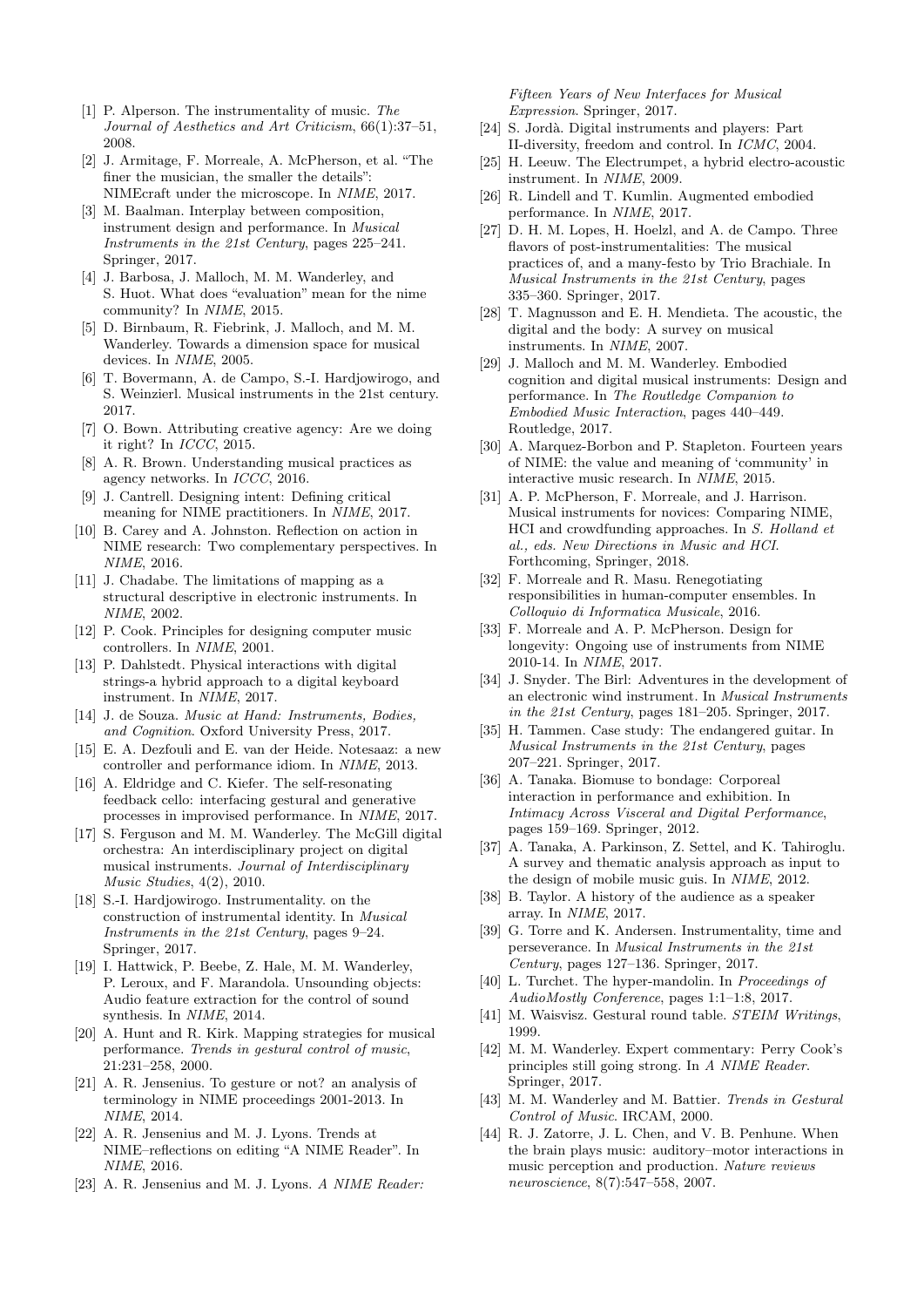[1] P. Alperson. The instrumentality of music. *The Journal of Aesthetics and Art Criticism*, 66(1):37–51, 2008.

[2] J. Armitage, F. Morreale, A. McPherson, et al. "The finer the musician, the smaller the details": NIMEcraft under the microscope. In *NIME*, 2017.

[3] M. Baalman. Interplay between composition, instrument design and performance. In *Musical Instruments in the 21st Century*, pages 225–241. Springer, 2017.

[4] J. Barbosa, J. Malloch, M. M. Wanderley, and S. Huot. What does "evaluation" mean for the nime community? In *NIME*, 2015.

[5] D. Birnbaum, R. Fiebrink, J. Malloch, and M. M. Wanderley. Towards a dimension space for musical devices. In *NIME*, 2005.

[6] T. Bovermann, A. de Campo, S.-I. Hardjowirogo, and S. Weinzierl. Musical instruments in the 21st century. 2017.

[7] O. Bown. Attributing creative agency: Are we doing it right? In *ICCC*, 2015.

[8] A. R. Brown. Understanding musical practices as agency networks. In *ICCC*, 2016.

[9] J. Cantrell. Designing intent: Defining critical meaning for NIME practitioners. In *NIME*, 2017.

[10] B. Carey and A. Johnston. Reflection on action in NIME research: Two complementary perspectives. In *NIME*, 2016.

[11] J. Chadabe. The limitations of mapping as a structural descriptive in electronic instruments. In *NIME*, 2002.

[12] P. Cook. Principles for designing computer music controllers. In *NIME*, 2001.

[13] P. Dahlstedt. Physical interactions with digital strings-a hybrid approach to a digital keyboard instrument. In *NIME*, 2017.

[14] J. de Souza. *Music at Hand: Instruments, Bodies, and Cognition*. Oxford University Press, 2017.

[15] E. A. Dezfouli and E. van der Heide. Notesaaz: a new controller and performance idiom. In *NIME*, 2013.

[16] A. Eldridge and C. Kiefer. The self-resonating feedback cello: interfacing gestural and generative processes in improvised performance. In *NIME*, 2017.

[17] S. Ferguson and M. M. Wanderley. The McGill digital orchestra: An interdisciplinary project on digital musical instruments. *Journal of Interdisciplinary Music Studies*, 4(2), 2010.

[18] S.-I. Hardjowirogo. Instrumentality. on the construction of instrumental identity. In *Musical Instruments in the 21st Century*, pages 9–24. Springer, 2017.

[19] I. Hattwick, P. Beebe, Z. Hale, M. M. Wanderley, P. Leroux, and F. Marandola. Unsounding objects: Audio feature extraction for the control of sound synthesis. In *NIME*, 2014.

[20] A. Hunt and R. Kirk. Mapping strategies for musical performance. *Trends in gestural control of music*, 21:231–258, 2000.

[21] A. R. Jensenius. To gesture or not? an analysis of terminology in NIME proceedings 2001-2013. In *NIME*, 2014.

[22] A. R. Jensenius and M. J. Lyons. Trends at NIME–reflections on editing "A NIME Reader". In *NIME*, 2016.

[23] A. R. Jensenius and M. J. Lyons. *A NIME Reader: Fifteen Years of New Interfaces for Musical Expression*. Springer, 2017.

[24] S. Jordà. Digital instruments and players: Part II-diversity, freedom and control. In *ICMC*, 2004.

[25] H. Leeuw. The Electrumpet, a hybrid electro-acoustic instrument. In *NIME*, 2009.

[26] R. Lindell and T. Kumlin. Augmented embodied performance. In *NIME*, 2017.

[27] D. H. M. Lopes, H. Hoelzl, and A. de Campo. Three flavors of post-instrumentalities: The musical practices of, and a many-festo by Trio Brachiale. In *Musical Instruments in the 21st Century*, pages 335–360. Springer, 2017.

[28] T. Magnusson and E. H. Mendieta. The acoustic, the digital and the body: A survey on musical instruments. In *NIME*, 2007.

[29] J. Malloch and M. M. Wanderley. Embodied cognition and digital musical instruments: Design and performance. In *The Routledge Companion to Embodied Music Interaction*, pages 440–449. Routledge, 2017.

[30] A. Marquez-Borbon and P. Stapleton. Fourteen years of NIME: the value and meaning of 'community' in interactive music research. In *NIME*, 2015.

[31] A. P. McPherson, F. Morreale, and J. Harrison. Musical instruments for novices: Comparing NIME, HCI and crowdfunding approaches. In *S. Holland et al., eds. New Directions in Music and HCI*. Forthcoming, Springer, 2018.

[32] F. Morreale and R. Masu. Renegotiating responsibilities in human-computer ensembles. In *Colloquio di Informatica Musicale*, 2016.

[33] F. Morreale and A. P. McPherson. Design for longevity: Ongoing use of instruments from NIME 2010-14. In *NIME*, 2017.

[34] J. Snyder. The Birl: Adventures in the development of an electronic wind instrument. In *Musical Instruments in the 21st Century*, pages 181–205. Springer, 2017.

[35] H. Tammen. Case study: The endangered guitar. In *Musical Instruments in the 21st Century*, pages 207–221. Springer, 2017.

[36] A. Tanaka. Biomuse to bondage: Corporeal interaction in performance and exhibition. In *Intimacy Across Visceral and Digital Performance*, pages 159–169. Springer, 2012.

[37] A. Tanaka, A. Parkinson, Z. Settel, and K. Tahiroglu. A survey and thematic analysis approach as input to the design of mobile music guis. In *NIME*, 2012.

[38] B. Taylor. A history of the audience as a speaker array. In *NIME*, 2017.

[39] G. Torre and K. Andersen. Instrumentality, time and perseverance. In *Musical Instruments in the 21st Century*, pages 127–136. Springer, 2017.

[40] L. Turchet. The hyper-mandolin. In *Proceedings of AudioMostly Conference*, pages 1:1–1:8, 2017.

[41] M. Waisvisz. Gestural round table. *STEIM Writings*, 1999.

[42] M. M. Wanderley. Expert commentary: Perry Cook's principles still going strong. In *A NIME Reader*. Springer, 2017.

[43] M. M. Wanderley and M. Battier. *Trends in Gestural Control of Music*. IRCAM, 2000.

[44] R. J. Zatorre, J. L. Chen, and V. B. Penhune. When the brain plays music: auditory–motor interactions in music perception and production. *Nature reviews neuroscience*, 8(7):547–558, 2007.